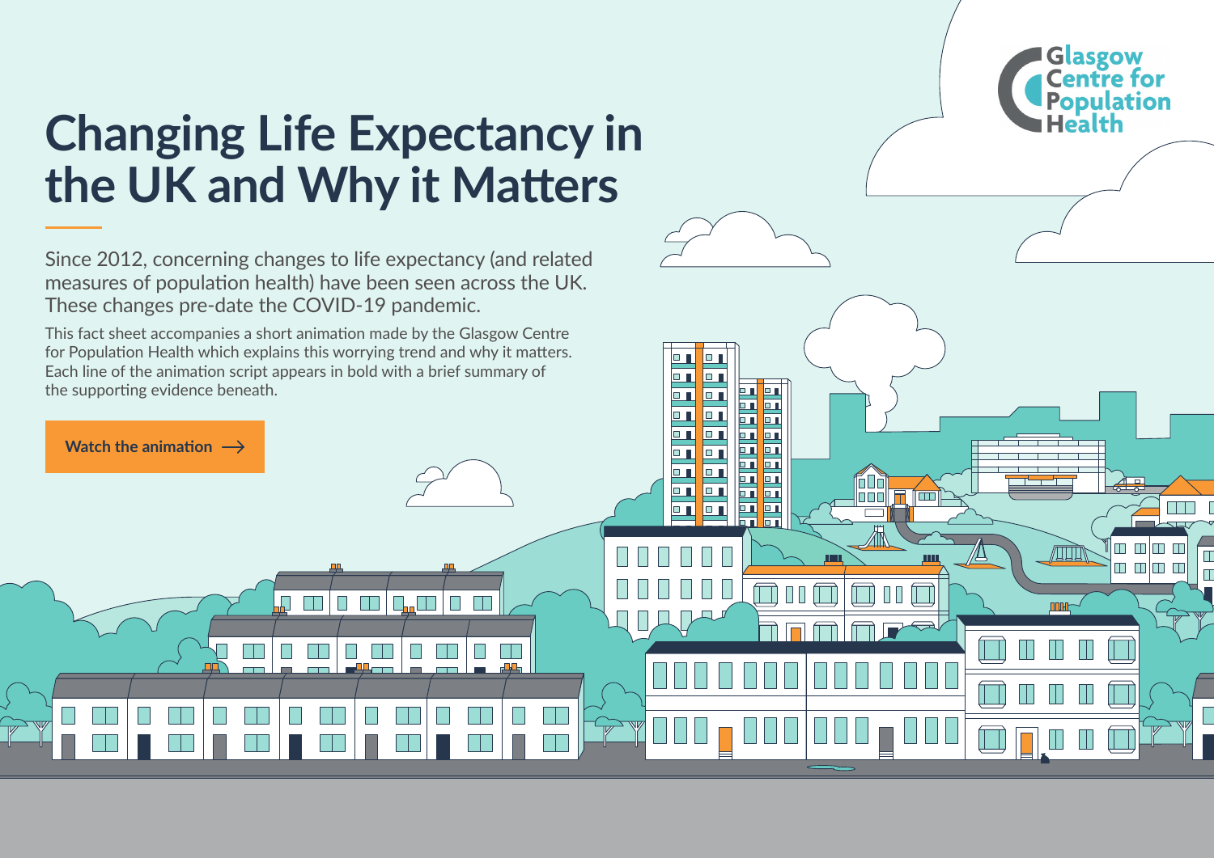Glasgow Centre for Population Health

# Changing Life Expectancy in the UK and Why it Matters

Since 2012, concerning changes to life expectancy (and related measures of population health) have been seen across the UK. These changes pre-date the COVID-19 pandemic.

This fact sheet accompanies a short animation made by the Glasgow Centre for Population Health which explains this worrying trend and why it matters. Each line of the animation script appears in bold with a brief summary of the supporting evidence beneath.

**Watch the animation ⟶**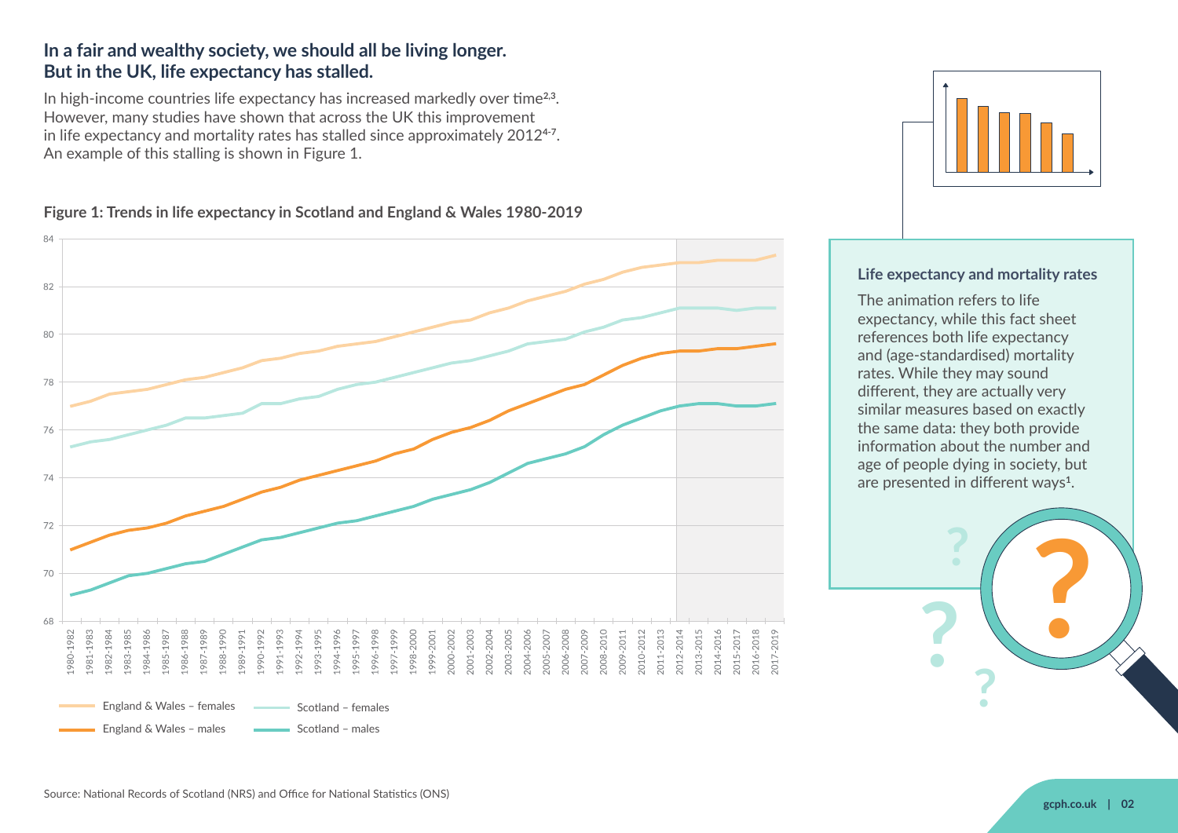## In a fair and wealthy society, we should all be living longer. But in the UK, life expectancy has stalled.

In high-income countries life expectancy has increased markedly over time[2,3]. However, many studies have shown that across the UK this improvement in life expectancy and mortality rates has stalled since approximately 2012[4-7]. An example of this stalling is shown in Figure 1.

**Figure 1: Trends in life expectancy in Scotland and England & Wales 1980-2019**

Source: National Records of Scotland (NRS) and Office for National Statistics (ONS)

### Life expectancy and mortality rates

The animation refers to life expectancy, while this fact sheet references both life expectancy and (age-standardised) mortality rates. While they may sound different, they are actually very similar measures based on exactly the same data: they both provide information about the number and age of people dying in society, but are presented in different ways[1].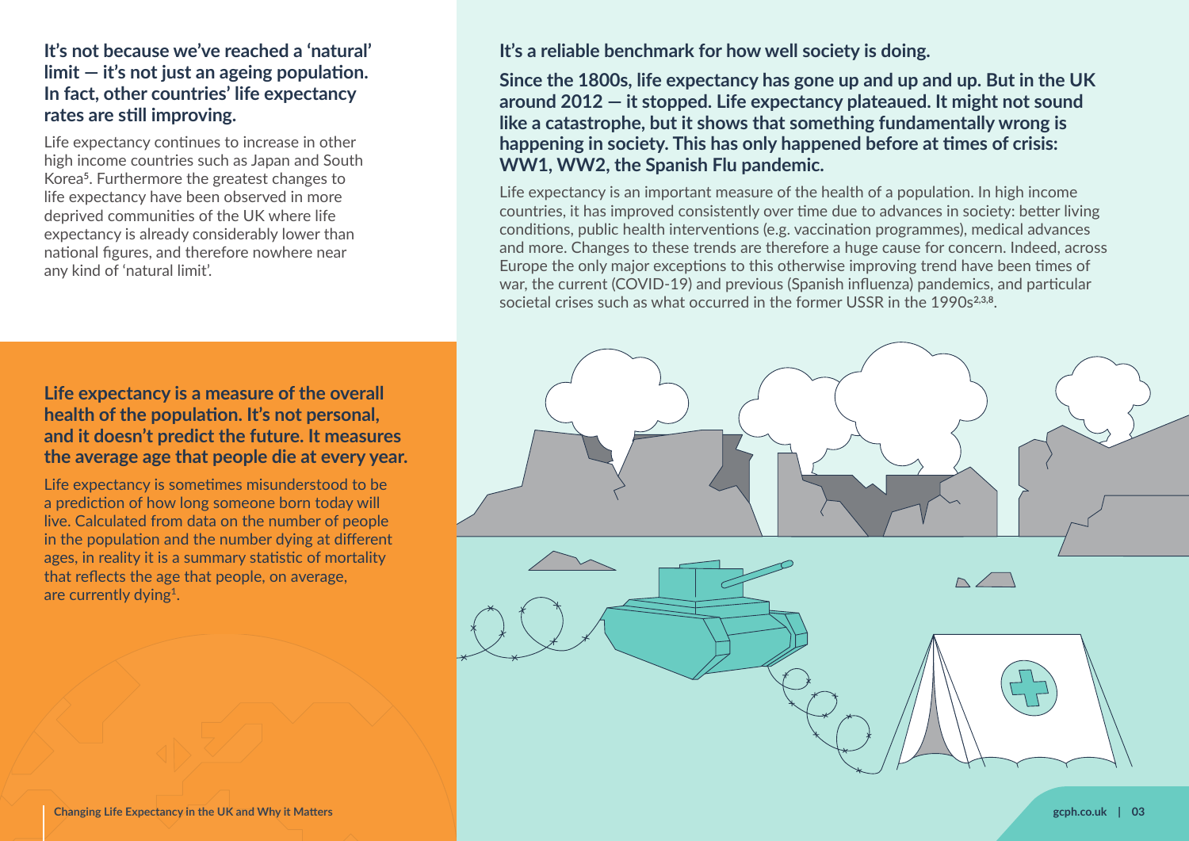**It's not because we've reached a 'natural' limit — it's not just an ageing population. In fact, other countries' life expectancy rates are still improving.**

Life expectancy continues to increase in other high income countries such as Japan and South Korea[5]. Furthermore the greatest changes to life expectancy have been observed in more deprived communities of the UK where life expectancy is already considerably lower than national figures, and therefore nowhere near any kind of 'natural limit'.

**Life expectancy is a measure of the overall health of the population. It's not personal, and it doesn't predict the future. It measures the average age that people die at every year.**

Life expectancy is sometimes misunderstood to be a prediction of how long someone born today will live. Calculated from data on the number of people in the population and the number dying at different ages, in reality it is a summary statistic of mortality that reflects the age that people, on average, are currently dying[1].

**It's a reliable benchmark for how well society is doing.**

**Since the 1800s, life expectancy has gone up and up and up. But in the UK around 2012 — it stopped. Life expectancy plateaued. It might not sound like a catastrophe, but it shows that something fundamentally wrong is happening in society. This has only happened before at times of crisis: WW1, WW2, the Spanish Flu pandemic.**

Life expectancy is an important measure of the health of a population. In high income countries, it has improved consistently over time due to advances in society: better living conditions, public health interventions (e.g. vaccination programmes), medical advances and more. Changes to these trends are therefore a huge cause for concern. Indeed, across Europe the only major exceptions to this otherwise improving trend have been times of war, the current (COVID-19) and previous (Spanish influenza) pandemics, and particular societal crises such as what occurred in the former USSR in the 1990s[2,3,8].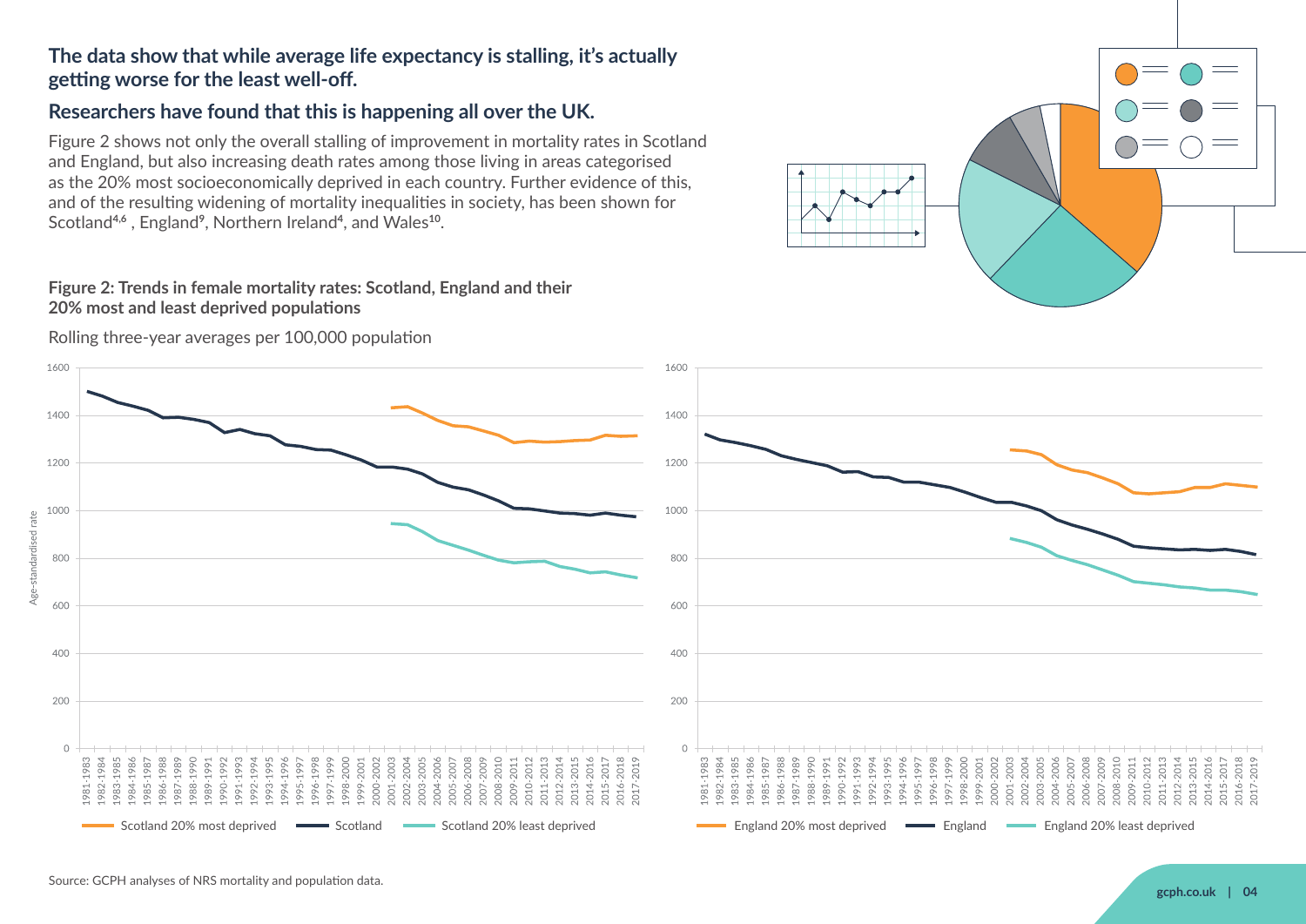**The data show that while average life expectancy is stalling, it's actually getting worse for the least well-off.**

## Researchers have found that this is happening all over the UK.

Figure 2 shows not only the overall stalling of improvement in mortality rates in Scotland and England, but also increasing death rates among those living in areas categorised as the 20% most socioeconomically deprived in each country. Further evidence of this, and of the resulting widening of mortality inequalities in society, has been shown for Scotland[4,6], England[9], Northern Ireland[4], and Wales[10].

**Figure 2: Trends in female mortality rates: Scotland, England and their 20% most and least deprived populations**

Rolling three-year averages per 100,000 population

Source: GCPH analyses of NRS mortality and population data.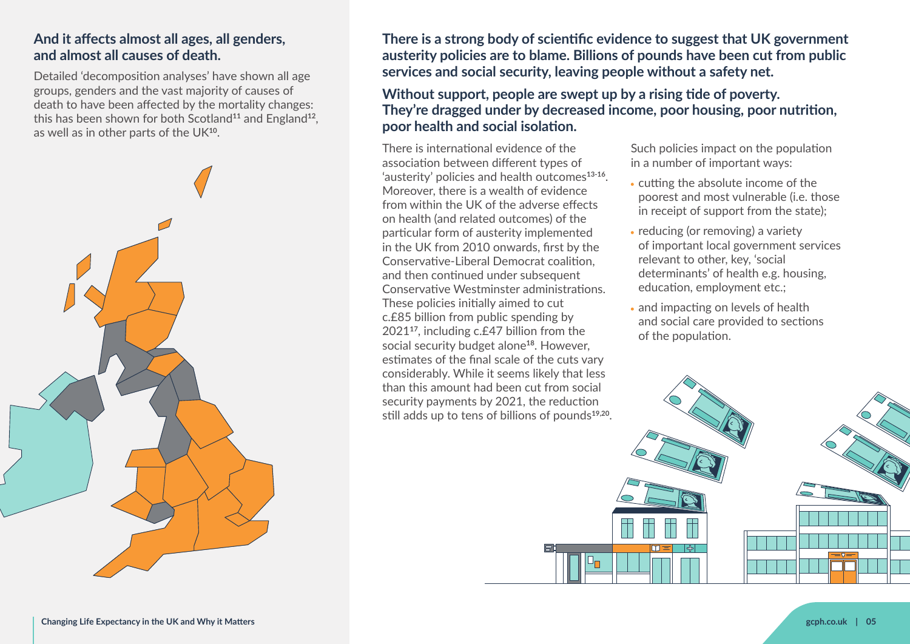## And it affects almost all ages, all genders, and almost all causes of death.

Detailed 'decomposition analyses' have shown all age groups, genders and the vast majority of causes of death to have been affected by the mortality changes: this has been shown for both Scotland[11] and England[12], as well as in other parts of the UK[10].

## There is a strong body of scientific evidence to suggest that UK government austerity policies are to blame. Billions of pounds have been cut from public services and social security, leaving people without a safety net.

## Without support, people are swept up by a rising tide of poverty. They're dragged under by decreased income, poor housing, poor nutrition, poor health and social isolation.

There is international evidence of the association between different types of 'austerity' policies and health outcomes[13-16]. Moreover, there is a wealth of evidence from within the UK of the adverse effects on health (and related outcomes) of the particular form of austerity implemented in the UK from 2010 onwards, first by the Conservative-Liberal Democrat coalition, and then continued under subsequent Conservative Westminster administrations. These policies initially aimed to cut c.£85 billion from public spending by 2021[17], including c.£47 billion from the social security budget alone[18]. However, estimates of the final scale of the cuts vary considerably. While it seems likely that less than this amount had been cut from social security payments by 2021, the reduction still adds up to tens of billions of pounds[19,20].

Such policies impact on the population in a number of important ways:

- cutting the absolute income of the poorest and most vulnerable (i.e. those in receipt of support from the state);
- reducing (or removing) a variety of important local government services relevant to other, key, 'social determinants' of health e.g. housing, education, employment etc.;
- and impacting on levels of health and social care provided to sections of the population.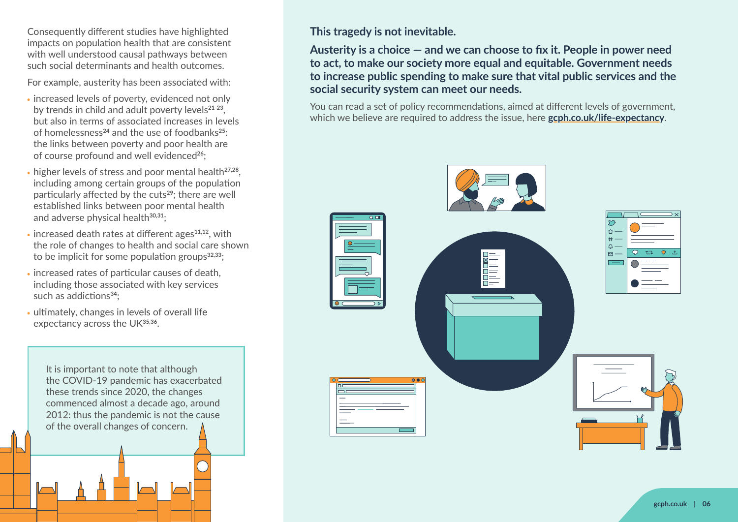Consequently different studies have highlighted impacts on population health that are consistent with well understood causal pathways between such social determinants and health outcomes.

For example, austerity has been associated with:

- increased levels of poverty, evidenced not only by trends in child and adult poverty levels[21-23], but also in terms of associated increases in levels of homelessness[24] and the use of foodbanks[25]: the links between poverty and poor health are of course profound and well evidenced[26];
- higher levels of stress and poor mental health[27,28], including among certain groups of the population particularly affected by the cuts[29]; there are well established links between poor mental health and adverse physical health[30,31];
- increased death rates at different ages[11,12], with the role of changes to health and social care shown to be implicit for some population groups[32,33];
- increased rates of particular causes of death, including those associated with key services such as addictions[34];
- ultimately, changes in levels of overall life expectancy across the UK[35,36].

> It is important to note that although the COVID-19 pandemic has exacerbated these trends since 2020, the changes commenced almost a decade ago, around 2012: thus the pandemic is not the cause of the overall changes of concern.

**This tragedy is not inevitable.**

**Austerity is a choice — and we can choose to fix it. People in power need to act, to make our society more equal and equitable. Government needs to increase public spending to make sure that vital public services and the social security system can meet our needs.**

You can read a set of policy recommendations, aimed at different levels of government, which we believe are required to address the issue, here **gcph.co.uk/life-expectancy**.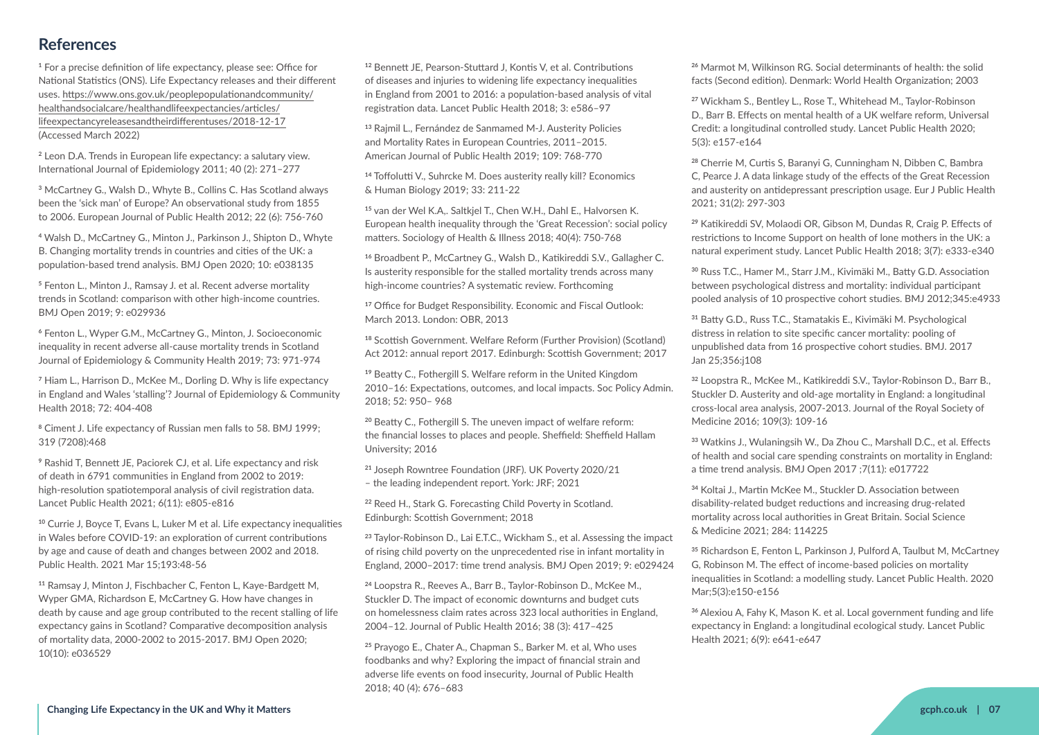## References

[1] For a precise definition of life expectancy, please see: Office for National Statistics (ONS). Life Expectancy releases and their different uses. https://www.ons.gov.uk/peoplepopulationandcommunity/healthandsocialcare/healthandlifeexpectancies/articles/lifeexpectancyreleasesandtheirdifferentuses/2018-12-17 (Accessed March 2022)

[2] Leon D.A. Trends in European life expectancy: a salutary view. International Journal of Epidemiology 2011; 40 (2): 271–277

[3] McCartney G., Walsh D., Whyte B., Collins C. Has Scotland always been the 'sick man' of Europe? An observational study from 1855 to 2006. European Journal of Public Health 2012; 22 (6): 756-760

[4] Walsh D., McCartney G., Minton J., Parkinson J., Shipton D., Whyte B. Changing mortality trends in countries and cities of the UK: a population-based trend analysis. BMJ Open 2020; 10: e038135

[5] Fenton L., Minton J., Ramsay J. et al. Recent adverse mortality trends in Scotland: comparison with other high-income countries. BMJ Open 2019; 9: e029936

[6] Fenton L., Wyper G.M., McCartney G., Minton, J. Socioeconomic inequality in recent adverse all-cause mortality trends in Scotland Journal of Epidemiology & Community Health 2019; 73: 971-974

[7] Hiam L., Harrison D., McKee M., Dorling D. Why is life expectancy in England and Wales 'stalling'? Journal of Epidemiology & Community Health 2018; 72: 404-408

[8] Ciment J. Life expectancy of Russian men falls to 58. BMJ 1999; 319 (7208):468

[9] Rashid T, Bennett JE, Paciorek CJ, et al. Life expectancy and risk of death in 6791 communities in England from 2002 to 2019: high-resolution spatiotemporal analysis of civil registration data. Lancet Public Health 2021; 6(11): e805-e816

[10] Currie J, Boyce T, Evans L, Luker M et al. Life expectancy inequalities in Wales before COVID-19: an exploration of current contributions by age and cause of death and changes between 2002 and 2018. Public Health. 2021 Mar 15;193:48-56

[11] Ramsay J, Minton J, Fischbacher C, Fenton L, Kaye-Bardgett M, Wyper GMA, Richardson E, McCartney G. How have changes in death by cause and age group contributed to the recent stalling of life expectancy gains in Scotland? Comparative decomposition analysis of mortality data, 2000-2002 to 2015-2017. BMJ Open 2020; 10(10): e036529

[12] Bennett JE, Pearson-Stuttard J, Kontis V, et al. Contributions of diseases and injuries to widening life expectancy inequalities in England from 2001 to 2016: a population-based analysis of vital registration data. Lancet Public Health 2018; 3: e586–97

[13] Rajmil L., Fernández de Sanmamed M-J. Austerity Policies and Mortality Rates in European Countries, 2011–2015. American Journal of Public Health 2019; 109: 768-770

[14] Toffolutti V., Suhrcke M. Does austerity really kill? Economics & Human Biology 2019; 33: 211-22

[15] van der Wel K.A,. Saltkjel T., Chen W.H., Dahl E., Halvorsen K. European health inequality through the 'Great Recession': social policy matters. Sociology of Health & Illness 2018; 40(4): 750-768

[16] Broadbent P., McCartney G., Walsh D., Katikireddi S.V., Gallagher C. Is austerity responsible for the stalled mortality trends across many high-income countries? A systematic review. Forthcoming

[17] Office for Budget Responsibility. Economic and Fiscal Outlook: March 2013. London: OBR, 2013

[18] Scottish Government. Welfare Reform (Further Provision) (Scotland) Act 2012: annual report 2017. Edinburgh: Scottish Government; 2017

[19] Beatty C., Fothergill S. Welfare reform in the United Kingdom 2010–16: Expectations, outcomes, and local impacts. Soc Policy Admin. 2018; 52: 950– 968

[20] Beatty C., Fothergill S. The uneven impact of welfare reform: the financial losses to places and people. Sheffield: Sheffield Hallam University; 2016

[21] Joseph Rowntree Foundation (JRF). UK Poverty 2020/21 – the leading independent report. York: JRF; 2021

[22] Reed H., Stark G. Forecasting Child Poverty in Scotland. Edinburgh: Scottish Government; 2018

[23] Taylor-Robinson D., Lai E.T.C., Wickham S., et al. Assessing the impact of rising child poverty on the unprecedented rise in infant mortality in England, 2000–2017: time trend analysis. BMJ Open 2019; 9: e029424

[24] Loopstra R., Reeves A., Barr B., Taylor-Robinson D., McKee M., Stuckler D. The impact of economic downturns and budget cuts on homelessness claim rates across 323 local authorities in England, 2004–12. Journal of Public Health 2016; 38 (3): 417–425

[25] Prayogo E., Chater A., Chapman S., Barker M. et al, Who uses foodbanks and why? Exploring the impact of financial strain and adverse life events on food insecurity, Journal of Public Health 2018; 40 (4): 676–683

[26] Marmot M, Wilkinson RG. Social determinants of health: the solid facts (Second edition). Denmark: World Health Organization; 2003

[27] Wickham S., Bentley L., Rose T., Whitehead M., Taylor-Robinson D., Barr B. Effects on mental health of a UK welfare reform, Universal Credit: a longitudinal controlled study. Lancet Public Health 2020; 5(3): e157-e164

[28] Cherrie M, Curtis S, Baranyi G, Cunningham N, Dibben C, Bambra C, Pearce J. A data linkage study of the effects of the Great Recession and austerity on antidepressant prescription usage. Eur J Public Health 2021; 31(2): 297-303

[29] Katikireddi SV, Molaodi OR, Gibson M, Dundas R, Craig P. Effects of restrictions to Income Support on health of lone mothers in the UK: a natural experiment study. Lancet Public Health 2018; 3(7): e333-e340

[30] Russ T.C., Hamer M., Starr J.M., Kivimäki M., Batty G.D. Association between psychological distress and mortality: individual participant pooled analysis of 10 prospective cohort studies. BMJ 2012;345:e4933

[31] Batty G.D., Russ T.C., Stamatakis E., Kivimäki M. Psychological distress in relation to site specific cancer mortality: pooling of unpublished data from 16 prospective cohort studies. BMJ. 2017 Jan 25;356:j108

[32] Loopstra R., McKee M., Katikireddi S.V., Taylor-Robinson D., Barr B., Stuckler D. Austerity and old-age mortality in England: a longitudinal cross-local area analysis, 2007-2013. Journal of the Royal Society of Medicine 2016; 109(3): 109-16

[33] Watkins J., Wulaningsih W., Da Zhou C., Marshall D.C., et al. Effects of health and social care spending constraints on mortality in England: a time trend analysis. BMJ Open 2017 ;7(11): e017722

[34] Koltai J., Martin McKee M., Stuckler D. Association between disability-related budget reductions and increasing drug-related mortality across local authorities in Great Britain. Social Science & Medicine 2021; 284: 114225

[35] Richardson E, Fenton L, Parkinson J, Pulford A, Taulbut M, McCartney G, Robinson M. The effect of income-based policies on mortality inequalities in Scotland: a modelling study. Lancet Public Health. 2020 Mar;5(3):e150-e156

[36] Alexiou A, Fahy K, Mason K. et al. Local government funding and life expectancy in England: a longitudinal ecological study. Lancet Public Health 2021; 6(9): e641-e647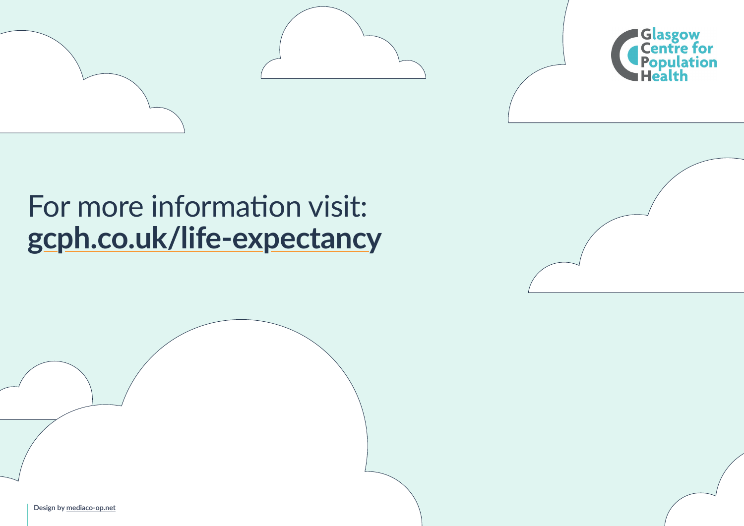Glasgow Centre for Population Health

For more information visit:
**gcph.co.uk/life-expectancy**

Design by mediaco-op.net